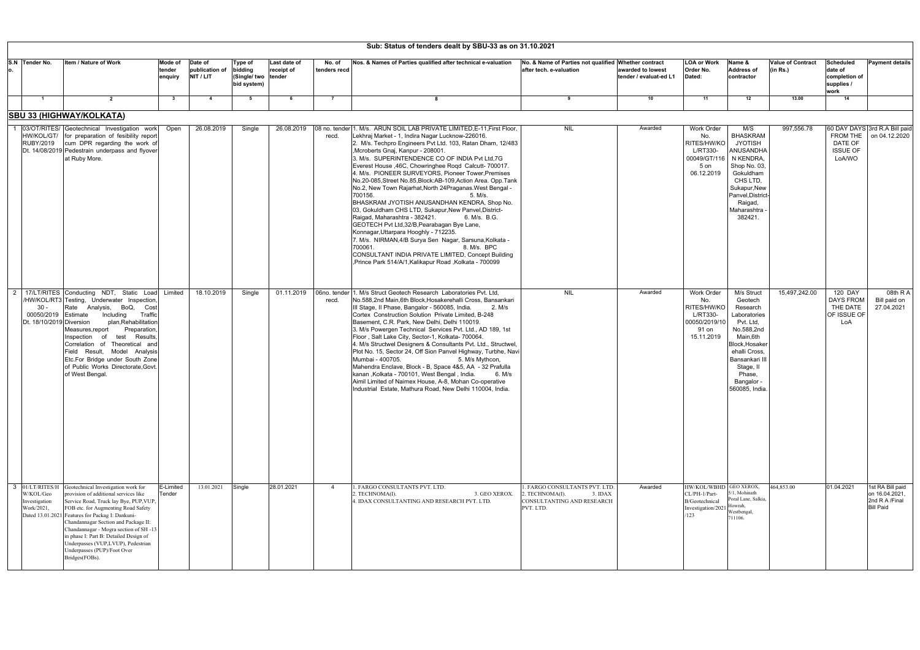## Sub: Status of tenders dealt by SBU-33 as on 31.10.2021

| S.No. | Tender No. | Item / Nature of Work | Mode of tender enquiry | Date of publication of NIT / LIT | Type of bidding (Single/ two bid system) | Last date of receipt of tender | No. of tenders recd | Nos. & Names of Parties qualified after technical e-valuation | No. & Name of Parties not qualified after tech. e-valuation | Whether contract awarded to lowest tender / evaluat-ed L1 | LOA or Work Order No. Dated: | Name & Address of contractor | Value of Contract (in Rs.) | Scheduled date of completion of supplies / work | Payment details |
|---|---|---|---|---|---|---|---|---|---|---|---|---|---|---|---|
| 1 | 2 | 3 | 4 | 5 | 6 | 7 | 8 | | 9 | 10 | 11 | 12 | 13.00 | 14 | |
| **SBU 33 (HIGHWAY/KOLKATA)** | | | | | | | | | | | | | | | |
| 1 | 03/OT/RITES/HW/KOL/GT/RUBY/2019 Dt. 14/08/2019 | Geotechnical Investigation work for preparation of fesibility report cum DPR regarding the work of Pedestrain underpass and flyover at Ruby More. | Open | 26.08.2019 | Single | 26.08.2019 | 08 no. tender recd. | 1. M/s. ARUN SOIL LAB PRIVATE LIMITED,E-11,First Floor, Lekhraj Market - 1, Indira Nagar Lucknow-226016. 2. M/s. Techpro Engineers Pvt Ltd. 103, Ratan Dham, 12/483 ,Mcroberts Gnaj, Kanpur - 208001. 3. M/s. SUPERINTENDENCE CO OF INDIA Pvt Ltd,7G Everest House ,46C, Chowringhee Roqd Calcutt- 700017. 4. M/s. PIONEER SURVEYORS, Pioneer Tower,Premises No.20-085,Street No.85,Block:AB-109,Action Area. Opp.Tank No.2, New Town Rajarhat,North 24Praganas.West Bengal - 700156. 5. M/s. BHASKRAM JYOTISH ANUSANDHAN KENDRA, Shop No. 03, Gokuldham CHS LTD, Sukapur,New Panvel,District-Raigad, Maharashtra - 382421. 6. M/s. B.G. GEOTECH Pvt Ltd,32/B,Pearabagan Bye Lane, Konnagar,Uttarpara Hooghly - 712235. 7. M/s. NIRMAN,4/B Surya Sen Nagar, Sarsuna,Kolkata - 700061. 8. M/s. BPC CONSULTANT INDIA PRIVATE LIMITED, Concept Building ,Prince Park 514/A/1,Kalikapur Road ,Kolkata - 700099 | NIL | Awarded | Work Order No. RITES/HW/KOL/RT330-00049/GT/1165 on 06.12.2019 | M/S BHASKRAM JYOTISH ANUSANDHAN KENDRA, Shop No. 03, Gokuldham CHS LTD, Sukapur,New Panvel,District-Raigad, Maharashtra - 382421. | 997,556.78 | 60 DAY DAYS FROM THE DATE OF ISSUE OF LoA/WO | 3rd R.A Bill paid on 04.12.2020 |
| 2 | 17/LT/RITES/HW/KOL/RT330-00050/2019 Dt. 18/10/2019 | Conducting NDT, Static Load Testing, Underwater Inspection, Rate Analysis, BoQ, Cost Estimate Including Traffic Diversion plan,Rehabilitation Measures,report Preparation, Inspection of test Results, Correlation of Theoretical and Field Result, Model Analysis Etc.For Bridge under South Zone of Public Works Directorate,Govt. of West Bengal. | Limited | 18.10.2019 | Single | 01.11.2019 | 06no. tender recd. | 1. M/s Struct Geotech Research Laboratories Pvt. Ltd, No.588,2nd Main,6th Block,Hosakerehalli Cross, Bansankari III Stage, II Phase, Bangalor - 560085, India. 2. M/s Cortex Construction Solution Private Limited, B-248 Basement, C.R. Park, New Delhi, Delhi 110019. 3. M/s Powergen Technical Services Pvt. Ltd., AD 189, 1st Floor , Salt Lake City, Sector-1, Kolkata- 700064. 4. M/s Structwel Designers & Consultants Pvt. Ltd., Structwel, Plot No. 15, Sector 24, Off Sion Panvel Highway, Turbhe, Navi Mumbai - 400705. 5. M/s Mythcon, Mahendra Enclave, Block - B, Space 4&5, AA - 32 Prafulla kanan ,Kolkata - 700101, West Bengal , India. 6. M/s Aimil Limited of Naimex House, A-8, Mohan Co-operative Industrial Estate, Mathura Road, New Delhi 110004, India. | NIL | Awarded | Work Order No. RITES/HW/KOL/RT330-00050/2019/1091 on 15.11.2019 | M/s Struct Geotech Research Laboratories Pvt. Ltd, No.588,2nd Main,6th Block,Hosakerehalli Cross, Bansankari III Stage, II Phase, Bangalor - 560085, India. | 15,497,242.00 | 120 DAY DAYS FROM THE DATE OF ISSUE OF LoA | 08th R A Bill paid on 27.04.2021 |
| 3 | 01/LT/RITES/HW/KOL/Geo Investigation Work/2021, Dated 13.01.2021 | Geotechnical Investigation work for provision of additional services like Service Road, Truck lay Bye, PUP,VUP, FOB etc. for Augmenting Road Safety Features for Packag I: Dankuni-Chandannagar Section and Package II: Chandannagar - Mogra section of SH -13 in phase I: Part B: Detailed Design of Underpasses (VUP,LVUP), Pedestrian Underpasses (PUP)/Foot Over Bridges(FOBs). | E-Limited Tender | 13.01.2021 | Single | 28.01.2021 | 4 | 1. FARGO CONSULTANTS PVT. LTD. 2. TECHNOMA(I). 3. GEO XEROX. 4. IDAX CONSULTANTING AND RESEARCH PVT. LTD. | 1. FARGO CONSULTANTS PVT. LTD. 2. TECHNOMA(I). 3. IDAX CONSULTANTING AND RESEARCH PVT. LTD. | Awarded | HW/KOL/WBHDCL/PH-1/Part-B/Geotechnical Investigation/2021/123 | GEO XEROX, 5/1, Mohinath Poral Lane, Salkia, Howrah, Westbengal, 711106. | 464,853.00 | 01.04.2021 | 1st RA Bill paid on 16.04.2021, 2nd R A /Final Bill Paid |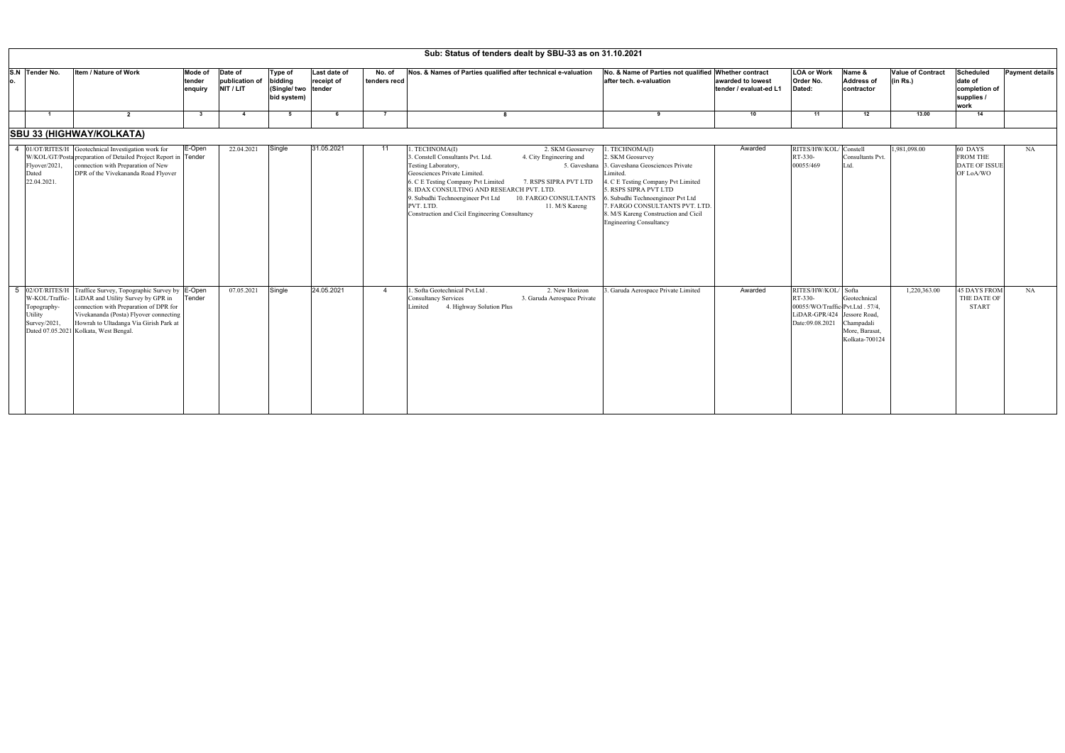## Sub: Status of tenders dealt by SBU-33 as on 31.10.2021

| S.No. | Tender No. | Item / Nature of Work | Mode of tender enquiry | Date of publication of NIT / LIT | Type of bidding (Single/ two bid system) | Last date of receipt of tender | No. of tenders recd | Nos. & Names of Parties qualified after technical e-valuation | No. & Name of Parties not qualified after tech. e-valuation | Whether contract awarded to lowest tender / evaluat-ed L1 | LOA or Work Order No. Dated: | Name & Address of contractor | Value of Contract (in Rs.) | Scheduled date of completion of supplies / work | Payment details |
|---|---|---|---|---|---|---|---|---|---|---|---|---|---|---|---|
| | 1 | 2 | 3 | 4 | 5 | 6 | 7 | 8 | 9 | 10 | 11 | 12 | 13.00 | 14 | |
| **SBU 33 (HIGHWAY/KOLKATA)** | | | | | | | | | | | | | | | |
| 4 | 01/OT/RITES/HW/KOL/GT/Posta Flyover/2021, Dated 22.04.2021. | Geotechnical Investigation work for preparation of Detailed Project Report in connection with Preparation of New DPR of the Vivekananda Road Flyover | E-Open Tender | 22.04.2021 | Single | 31.05.2021 | 11 | 1. TECHNOMA(I) 2. SKM Geosurvey 3. Constell Consultants Pvt. Ltd. 4. City Engineering and Testing Laboratory, 5. Gaveshana Geosciences Private Limited. 6. C E Testing Company Pvt Limited 7. RSPS SIPRA PVT LTD 8. IDAX CONSULTING AND RESEARCH PVT. LTD. 9. Subudhi Technoengineer Pvt Ltd 10. FARGO CONSULTANTS PVT. LTD. 11. M/S Kareng Construction and Cicil Engineering Consultancy | 1. TECHNOMA(I) 2. SKM Geosurvey 3. Gaveshana Geosciences Private Limited. 4. C E Testing Company Pvt Limited 5. RSPS SIPRA PVT LTD 6. Subudhi Technoengineer Pvt Ltd 7. FARGO CONSULTANTS PVT. LTD. 8. M/S Kareng Construction and Cicil Engineering Consultancy | Awarded | RITES/HW/KOL/RT-330-00055/469 | Constell Consultants Pvt. Ltd. | 1,981,098.00 | 60 DAYS FROM THE DATE OF ISSUE OF LoA/WO | NA |
| 5 | 02/OT/RITES/HW-KOL/Traffic-Topography-Utility Survey/2021, Dated 07.05.2021 | Traffice Survey, Topographic Survey by LiDAR and Utility Survey by GPR in connection with Preparation of DPR for Vivekananda (Posta) Flyover connecting Howrah to Ultadanga Via Girish Park at Kolkata, West Bengal. | E-Open Tender | 07.05.2021 | Single | 24.05.2021 | 4 | 1. Softa Geotechnical Pvt.Ltd . 2. New Horizon Consultancy Services 3. Garuda Aerospace Private Limited 4. Highway Solution Plus | 3. Garuda Aerospace Private Limited | Awarded | RITES/HW/KOL/RT-330-00055/WO/Traffic LiDAR-GPR/424 Date:09.08.2021 | Softa Geotechnical Pvt.Ltd . 57/4, Jessore Road, Champadali More, Barasat, Kolkata-700124 | 1,220,363.00 | 45 DAYS FROM THE DATE OF START | NA |